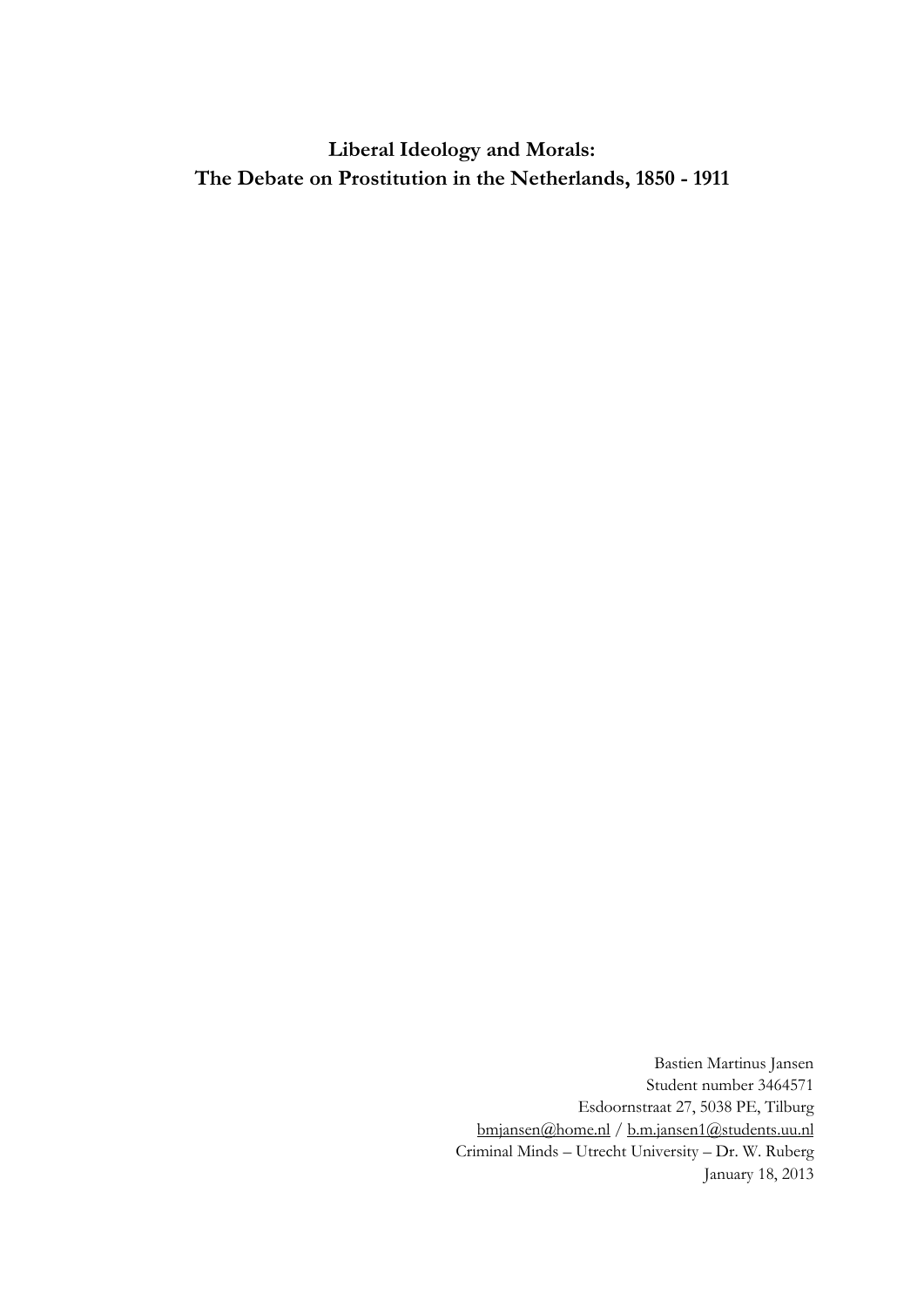# Liberal Ideology and Morals: The Debate on Prostitution in the Netherlands, 1850 - 1911

Bastien Martinus Jansen
Student number 3464571
Esdoornstraat 27, 5038 PE, Tilburg
bmjansen@home.nl / b.m.jansen1@students.uu.nl
Criminal Minds – Utrecht University – Dr. W. Ruberg
January 18, 2013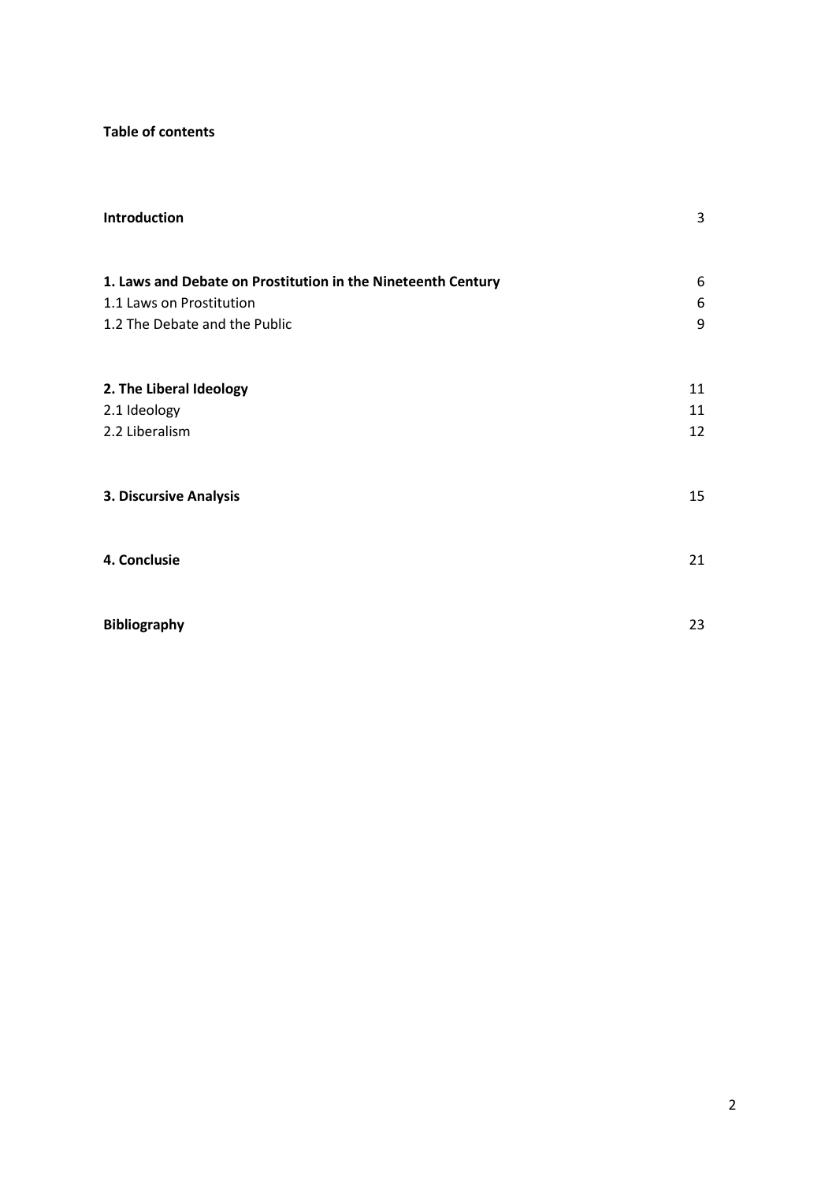**Table of contents**

| | |
|---|---|
| **Introduction** | 3 |
| | |
| **1. Laws and Debate on Prostitution in the Nineteenth Century** | 6 |
| 1.1 Laws on Prostitution | 6 |
| 1.2 The Debate and the Public | 9 |
| | |
| **2. The Liberal Ideology** | 11 |
| 2.1 Ideology | 11 |
| 2.2 Liberalism | 12 |
| | |
| **3. Discursive Analysis** | 15 |
| | |
| **4. Conclusie** | 21 |
| | |
| **Bibliography** | 23 |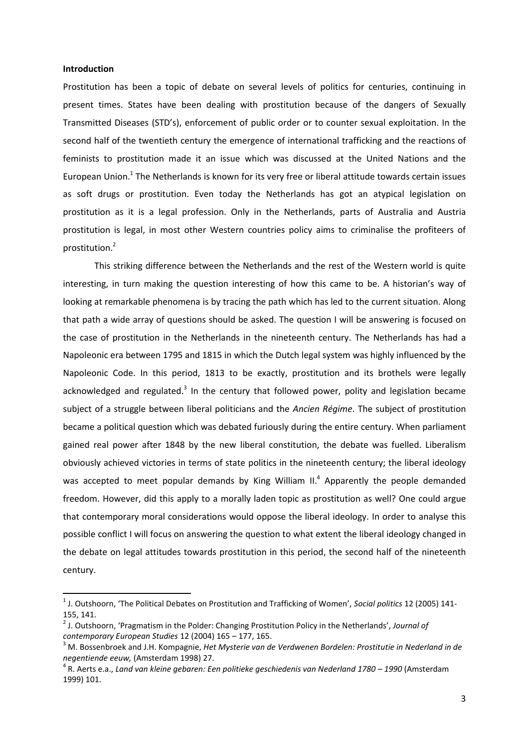**Introduction**

Prostitution has been a topic of debate on several levels of politics for centuries, continuing in present times. States have been dealing with prostitution because of the dangers of Sexually Transmitted Diseases (STD's), enforcement of public order or to counter sexual exploitation. In the second half of the twentieth century the emergence of international trafficking and the reactions of feminists to prostitution made it an issue which was discussed at the United Nations and the European Union.[1] The Netherlands is known for its very free or liberal attitude towards certain issues as soft drugs or prostitution. Even today the Netherlands has got an atypical legislation on prostitution as it is a legal profession. Only in the Netherlands, parts of Australia and Austria prostitution is legal, in most other Western countries policy aims to criminalise the profiteers of prostitution.[2]

This striking difference between the Netherlands and the rest of the Western world is quite interesting, in turn making the question interesting of how this came to be. A historian's way of looking at remarkable phenomena is by tracing the path which has led to the current situation. Along that path a wide array of questions should be asked. The question I will be answering is focused on the case of prostitution in the Netherlands in the nineteenth century. The Netherlands has had a Napoleonic era between 1795 and 1815 in which the Dutch legal system was highly influenced by the Napoleonic Code. In this period, 1813 to be exactly, prostitution and its brothels were legally acknowledged and regulated.[3] In the century that followed power, polity and legislation became subject of a struggle between liberal politicians and the *Ancien Régime*. The subject of prostitution became a political question which was debated furiously during the entire century. When parliament gained real power after 1848 by the new liberal constitution, the debate was fuelled. Liberalism obviously achieved victories in terms of state politics in the nineteenth century; the liberal ideology was accepted to meet popular demands by King William II.[4] Apparently the people demanded freedom. However, did this apply to a morally laden topic as prostitution as well? One could argue that contemporary moral considerations would oppose the liberal ideology. In order to analyse this possible conflict I will focus on answering the question to what extent the liberal ideology changed in the debate on legal attitudes towards prostitution in this period, the second half of the nineteenth century.

---

[1] J. Outshoorn, 'The Political Debates on Prostitution and Trafficking of Women', *Social politics* 12 (2005) 141-155, 141.

[2] J. Outshoorn, 'Pragmatism in the Polder: Changing Prostitution Policy in the Netherlands', *Journal of contemporary European Studies* 12 (2004) 165 – 177, 165.

[3] M. Bossenbroek and J.H. Kompagnie, *Het Mysterie van de Verdwenen Bordelen: Prostitutie in Nederland in de negentiende eeuw,* (Amsterdam 1998) 27.

[4] R. Aerts e.a., *Land van kleine gebaren: Een politieke geschiedenis van Nederland 1780 – 1990* (Amsterdam 1999) 101.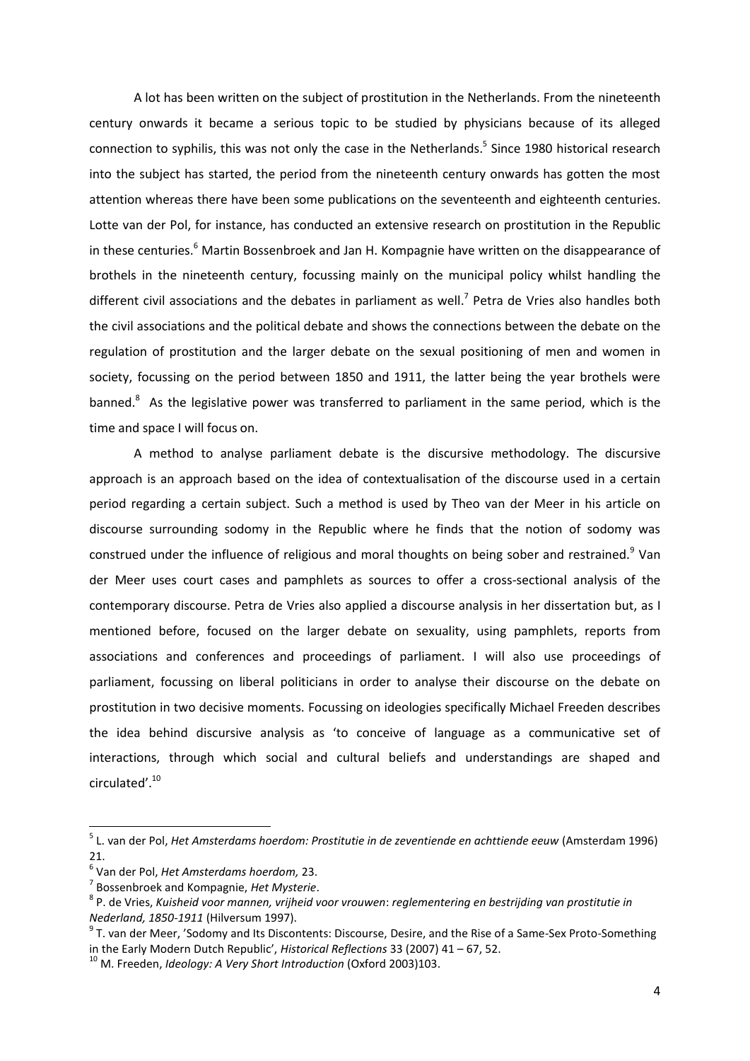A lot has been written on the subject of prostitution in the Netherlands. From the nineteenth century onwards it became a serious topic to be studied by physicians because of its alleged connection to syphilis, this was not only the case in the Netherlands.[5] Since 1980 historical research into the subject has started, the period from the nineteenth century onwards has gotten the most attention whereas there have been some publications on the seventeenth and eighteenth centuries. Lotte van der Pol, for instance, has conducted an extensive research on prostitution in the Republic in these centuries.[6] Martin Bossenbroek and Jan H. Kompagnie have written on the disappearance of brothels in the nineteenth century, focussing mainly on the municipal policy whilst handling the different civil associations and the debates in parliament as well.[7] Petra de Vries also handles both the civil associations and the political debate and shows the connections between the debate on the regulation of prostitution and the larger debate on the sexual positioning of men and women in society, focussing on the period between 1850 and 1911, the latter being the year brothels were banned.[8] As the legislative power was transferred to parliament in the same period, which is the time and space I will focus on.

A method to analyse parliament debate is the discursive methodology. The discursive approach is an approach based on the idea of contextualisation of the discourse used in a certain period regarding a certain subject. Such a method is used by Theo van der Meer in his article on discourse surrounding sodomy in the Republic where he finds that the notion of sodomy was construed under the influence of religious and moral thoughts on being sober and restrained.[9] Van der Meer uses court cases and pamphlets as sources to offer a cross-sectional analysis of the contemporary discourse. Petra de Vries also applied a discourse analysis in her dissertation but, as I mentioned before, focused on the larger debate on sexuality, using pamphlets, reports from associations and conferences and proceedings of parliament. I will also use proceedings of parliament, focussing on liberal politicians in order to analyse their discourse on the debate on prostitution in two decisive moments. Focussing on ideologies specifically Michael Freeden describes the idea behind discursive analysis as 'to conceive of language as a communicative set of interactions, through which social and cultural beliefs and understandings are shaped and circulated'.[10]

---

[5] L. van der Pol, *Het Amsterdams hoerdom: Prostitutie in de zeventiende en achttiende eeuw* (Amsterdam 1996) 21.

[6] Van der Pol, *Het Amsterdams hoerdom,* 23.

[7] Bossenbroek and Kompagnie, *Het Mysterie*.

[8] P. de Vries, *Kuisheid voor mannen, vrijheid voor vrouwen*: *reglementering en bestrijding van prostitutie in Nederland, 1850-1911* (Hilversum 1997).

[9] T. van der Meer, 'Sodomy and Its Discontents: Discourse, Desire, and the Rise of a Same-Sex Proto-Something in the Early Modern Dutch Republic', *Historical Reflections* 33 (2007) 41 – 67, 52.

[10] M. Freeden, *Ideology: A Very Short Introduction* (Oxford 2003)103.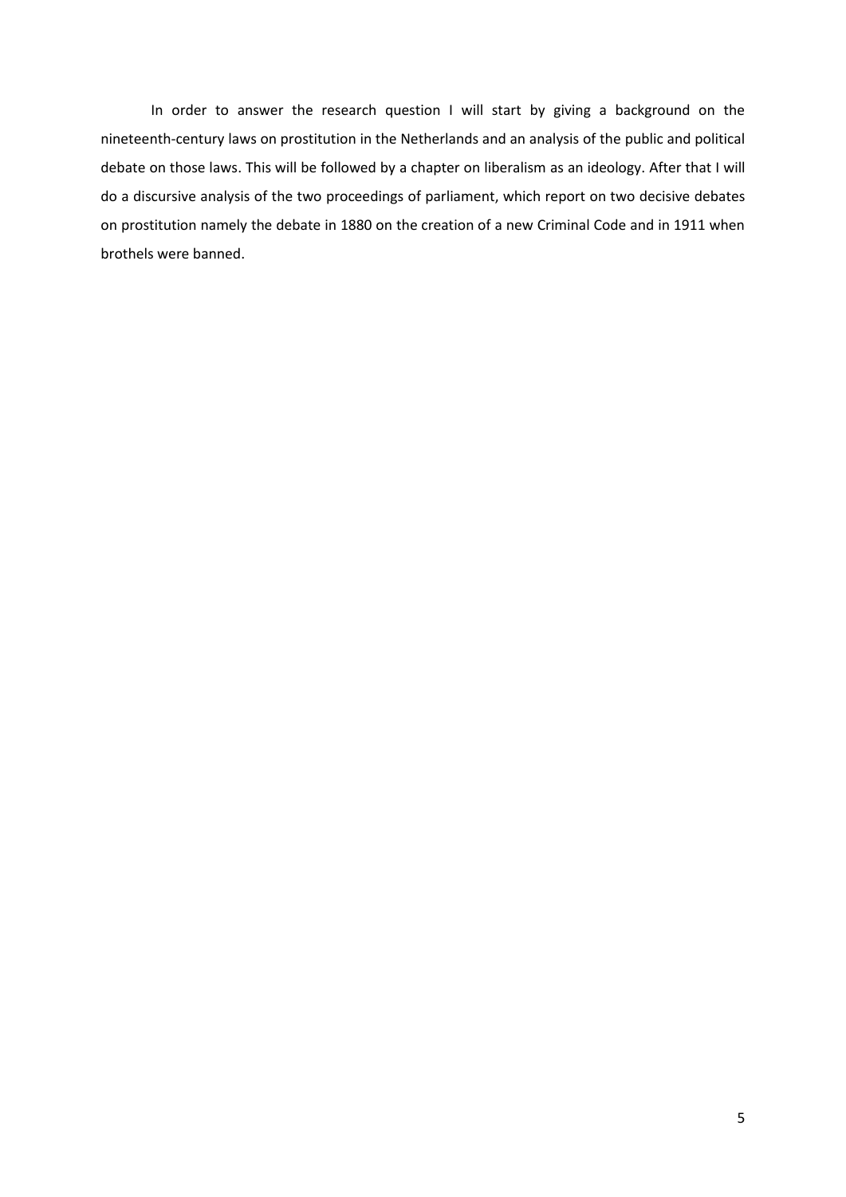In order to answer the research question I will start by giving a background on the nineteenth-century laws on prostitution in the Netherlands and an analysis of the public and political debate on those laws. This will be followed by a chapter on liberalism as an ideology. After that I will do a discursive analysis of the two proceedings of parliament, which report on two decisive debates on prostitution namely the debate in 1880 on the creation of a new Criminal Code and in 1911 when brothels were banned.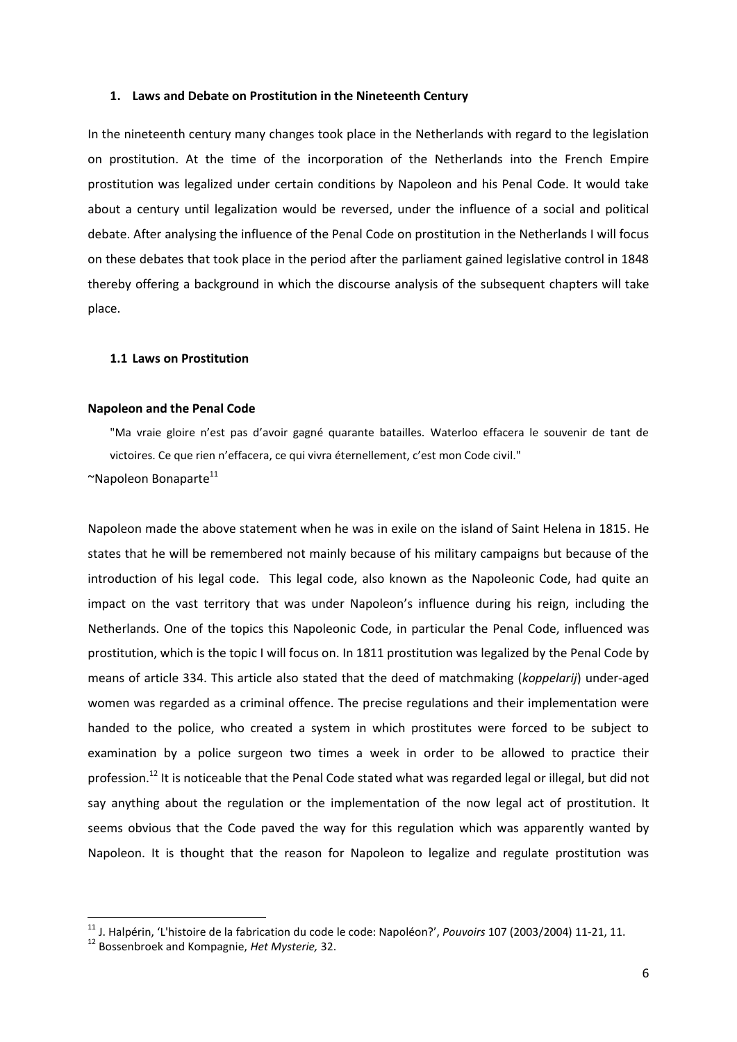## 1. Laws and Debate on Prostitution in the Nineteenth Century

In the nineteenth century many changes took place in the Netherlands with regard to the legislation on prostitution. At the time of the incorporation of the Netherlands into the French Empire prostitution was legalized under certain conditions by Napoleon and his Penal Code. It would take about a century until legalization would be reversed, under the influence of a social and political debate. After analysing the influence of the Penal Code on prostitution in the Netherlands I will focus on these debates that took place in the period after the parliament gained legislative control in 1848 thereby offering a background in which the discourse analysis of the subsequent chapters will take place.

### 1.1 Laws on Prostitution

**Napoleon and the Penal Code**

> "Ma vraie gloire n'est pas d'avoir gagné quarante batailles. Waterloo effacera le souvenir de tant de victoires. Ce que rien n'effacera, ce qui vivra éternellement, c'est mon Code civil."

~Napoleon Bonaparte[11]

Napoleon made the above statement when he was in exile on the island of Saint Helena in 1815. He states that he will be remembered not mainly because of his military campaigns but because of the introduction of his legal code. This legal code, also known as the Napoleonic Code, had quite an impact on the vast territory that was under Napoleon's influence during his reign, including the Netherlands. One of the topics this Napoleonic Code, in particular the Penal Code, influenced was prostitution, which is the topic I will focus on. In 1811 prostitution was legalized by the Penal Code by means of article 334. This article also stated that the deed of matchmaking (*koppelarij*) under-aged women was regarded as a criminal offence. The precise regulations and their implementation were handed to the police, who created a system in which prostitutes were forced to be subject to examination by a police surgeon two times a week in order to be allowed to practice their profession.[12] It is noticeable that the Penal Code stated what was regarded legal or illegal, but did not say anything about the regulation or the implementation of the now legal act of prostitution. It seems obvious that the Code paved the way for this regulation which was apparently wanted by Napoleon. It is thought that the reason for Napoleon to legalize and regulate prostitution was

---

[11] J. Halpérin, 'L'histoire de la fabrication du code le code: Napoléon?', *Pouvoirs* 107 (2003/2004) 11-21, 11.

[12] Bossenbroek and Kompagnie, *Het Mysterie,* 32.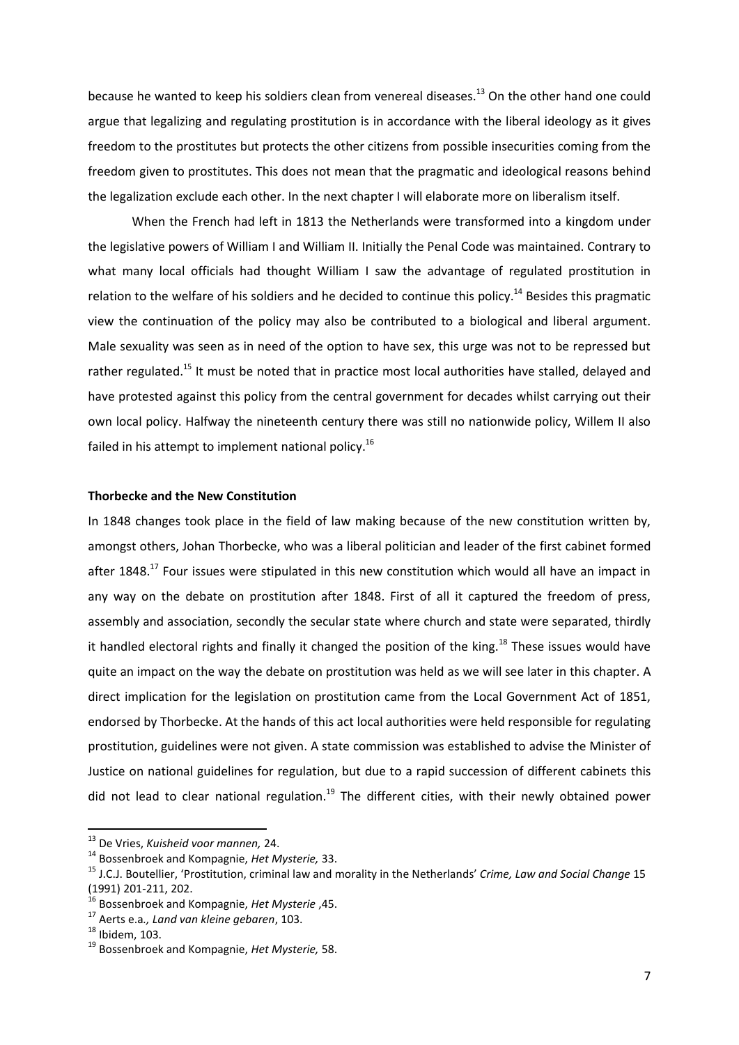because he wanted to keep his soldiers clean from venereal diseases.[13] On the other hand one could argue that legalizing and regulating prostitution is in accordance with the liberal ideology as it gives freedom to the prostitutes but protects the other citizens from possible insecurities coming from the freedom given to prostitutes. This does not mean that the pragmatic and ideological reasons behind the legalization exclude each other. In the next chapter I will elaborate more on liberalism itself.

When the French had left in 1813 the Netherlands were transformed into a kingdom under the legislative powers of William I and William II. Initially the Penal Code was maintained. Contrary to what many local officials had thought William I saw the advantage of regulated prostitution in relation to the welfare of his soldiers and he decided to continue this policy.[14] Besides this pragmatic view the continuation of the policy may also be contributed to a biological and liberal argument. Male sexuality was seen as in need of the option to have sex, this urge was not to be repressed but rather regulated.[15] It must be noted that in practice most local authorities have stalled, delayed and have protested against this policy from the central government for decades whilst carrying out their own local policy. Halfway the nineteenth century there was still no nationwide policy, Willem II also failed in his attempt to implement national policy.[16]

**Thorbecke and the New Constitution**

In 1848 changes took place in the field of law making because of the new constitution written by, amongst others, Johan Thorbecke, who was a liberal politician and leader of the first cabinet formed after 1848.[17] Four issues were stipulated in this new constitution which would all have an impact in any way on the debate on prostitution after 1848. First of all it captured the freedom of press, assembly and association, secondly the secular state where church and state were separated, thirdly it handled electoral rights and finally it changed the position of the king.[18] These issues would have quite an impact on the way the debate on prostitution was held as we will see later in this chapter. A direct implication for the legislation on prostitution came from the Local Government Act of 1851, endorsed by Thorbecke. At the hands of this act local authorities were held responsible for regulating prostitution, guidelines were not given. A state commission was established to advise the Minister of Justice on national guidelines for regulation, but due to a rapid succession of different cabinets this did not lead to clear national regulation.[19] The different cities, with their newly obtained power

[13] De Vries, *Kuisheid voor mannen,* 24.

[14] Bossenbroek and Kompagnie, *Het Mysterie,* 33.

[15] J.C.J. Boutellier, 'Prostitution, criminal law and morality in the Netherlands' *Crime, Law and Social Change* 15 (1991) 201-211, 202.

[16] Bossenbroek and Kompagnie, *Het Mysterie* ,45.

[17] Aerts e.a*., Land van kleine gebaren*, 103.

[18] Ibidem, 103.

[19] Bossenbroek and Kompagnie, *Het Mysterie,* 58.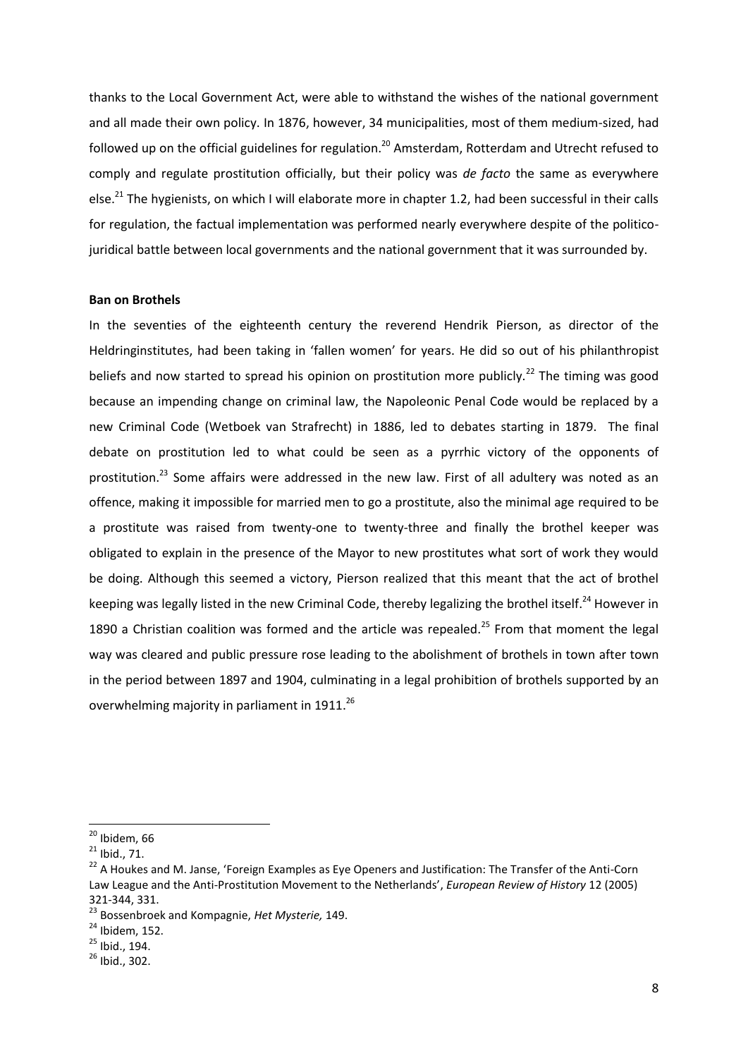thanks to the Local Government Act, were able to withstand the wishes of the national government and all made their own policy. In 1876, however, 34 municipalities, most of them medium-sized, had followed up on the official guidelines for regulation.[20] Amsterdam, Rotterdam and Utrecht refused to comply and regulate prostitution officially, but their policy was *de facto* the same as everywhere else.[21] The hygienists, on which I will elaborate more in chapter 1.2, had been successful in their calls for regulation, the factual implementation was performed nearly everywhere despite of the politico-juridical battle between local governments and the national government that it was surrounded by.

**Ban on Brothels**

In the seventies of the eighteenth century the reverend Hendrik Pierson, as director of the Heldringinstitutes, had been taking in 'fallen women' for years. He did so out of his philanthropist beliefs and now started to spread his opinion on prostitution more publicly.[22] The timing was good because an impending change on criminal law, the Napoleonic Penal Code would be replaced by a new Criminal Code (Wetboek van Strafrecht) in 1886, led to debates starting in 1879. The final debate on prostitution led to what could be seen as a pyrrhic victory of the opponents of prostitution.[23] Some affairs were addressed in the new law. First of all adultery was noted as an offence, making it impossible for married men to go a prostitute, also the minimal age required to be a prostitute was raised from twenty-one to twenty-three and finally the brothel keeper was obligated to explain in the presence of the Mayor to new prostitutes what sort of work they would be doing. Although this seemed a victory, Pierson realized that this meant that the act of brothel keeping was legally listed in the new Criminal Code, thereby legalizing the brothel itself.[24] However in 1890 a Christian coalition was formed and the article was repealed.[25] From that moment the legal way was cleared and public pressure rose leading to the abolishment of brothels in town after town in the period between 1897 and 1904, culminating in a legal prohibition of brothels supported by an overwhelming majority in parliament in 1911.[26]

---

[20] Ibidem, 66

[21] Ibid., 71.

[22] A Houkes and M. Janse, 'Foreign Examples as Eye Openers and Justification: The Transfer of the Anti-Corn Law League and the Anti-Prostitution Movement to the Netherlands', *European Review of History* 12 (2005) 321-344, 331.

[23] Bossenbroek and Kompagnie, *Het Mysterie,* 149.

[24] Ibidem, 152.

[25] Ibid., 194.

[26] Ibid., 302.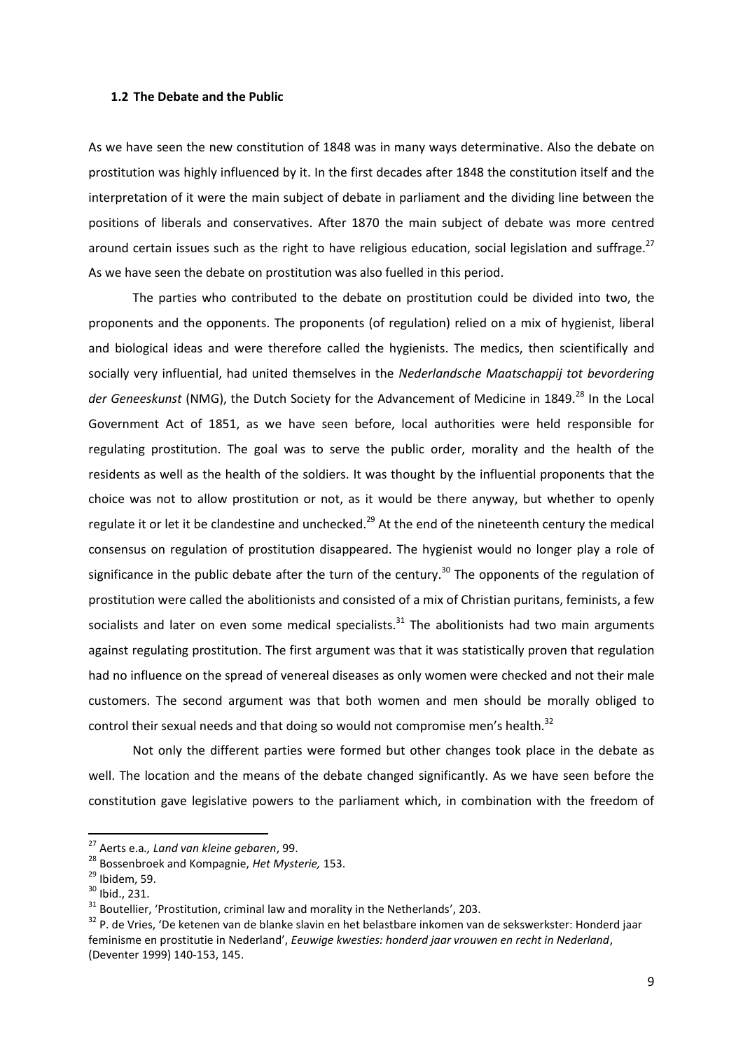### 1.2 The Debate and the Public

As we have seen the new constitution of 1848 was in many ways determinative. Also the debate on prostitution was highly influenced by it. In the first decades after 1848 the constitution itself and the interpretation of it were the main subject of debate in parliament and the dividing line between the positions of liberals and conservatives. After 1870 the main subject of debate was more centred around certain issues such as the right to have religious education, social legislation and suffrage.[27] As we have seen the debate on prostitution was also fuelled in this period.

The parties who contributed to the debate on prostitution could be divided into two, the proponents and the opponents. The proponents (of regulation) relied on a mix of hygienist, liberal and biological ideas and were therefore called the hygienists. The medics, then scientifically and socially very influential, had united themselves in the *Nederlandsche Maatschappij tot bevordering der Geneeskunst* (NMG), the Dutch Society for the Advancement of Medicine in 1849.[28] In the Local Government Act of 1851, as we have seen before, local authorities were held responsible for regulating prostitution. The goal was to serve the public order, morality and the health of the residents as well as the health of the soldiers. It was thought by the influential proponents that the choice was not to allow prostitution or not, as it would be there anyway, but whether to openly regulate it or let it be clandestine and unchecked.[29] At the end of the nineteenth century the medical consensus on regulation of prostitution disappeared. The hygienist would no longer play a role of significance in the public debate after the turn of the century.[30] The opponents of the regulation of prostitution were called the abolitionists and consisted of a mix of Christian puritans, feminists, a few socialists and later on even some medical specialists.[31] The abolitionists had two main arguments against regulating prostitution. The first argument was that it was statistically proven that regulation had no influence on the spread of venereal diseases as only women were checked and not their male customers. The second argument was that both women and men should be morally obliged to control their sexual needs and that doing so would not compromise men's health.[32]

Not only the different parties were formed but other changes took place in the debate as well. The location and the means of the debate changed significantly. As we have seen before the constitution gave legislative powers to the parliament which, in combination with the freedom of

---

[27] Aerts e.a*., Land van kleine gebaren*, 99.

[28] Bossenbroek and Kompagnie, *Het Mysterie,* 153.

[29] Ibidem, 59.

[30] Ibid., 231.

[31] Boutellier, 'Prostitution, criminal law and morality in the Netherlands', 203.

[32] P. de Vries, 'De ketenen van de blanke slavin en het belastbare inkomen van de sekswerkster: Honderd jaar feminisme en prostitutie in Nederland', *Eeuwige kwesties: honderd jaar vrouwen en recht in Nederland*, (Deventer 1999) 140-153, 145.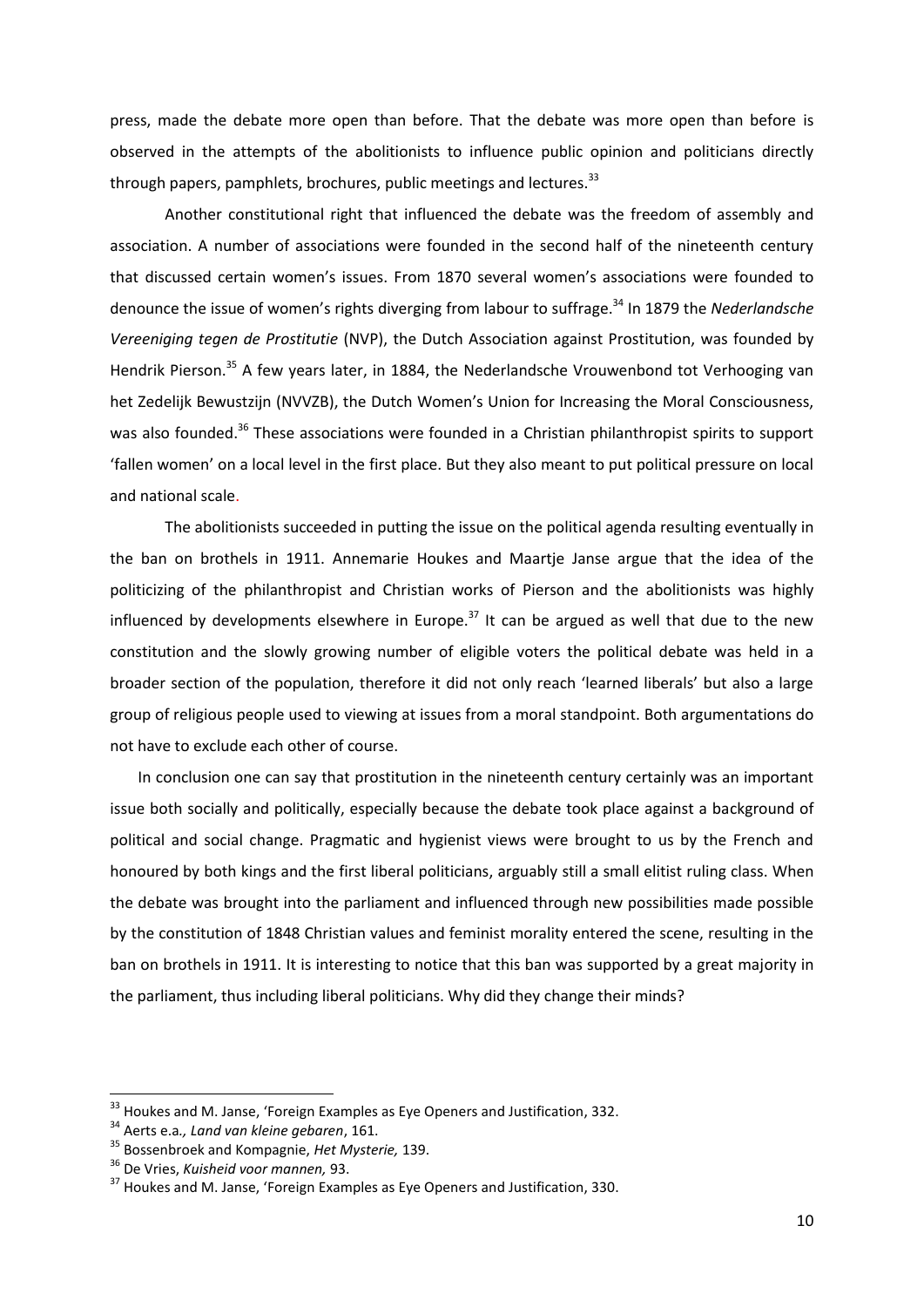press, made the debate more open than before. That the debate was more open than before is observed in the attempts of the abolitionists to influence public opinion and politicians directly through papers, pamphlets, brochures, public meetings and lectures.[33]

Another constitutional right that influenced the debate was the freedom of assembly and association. A number of associations were founded in the second half of the nineteenth century that discussed certain women's issues. From 1870 several women's associations were founded to denounce the issue of women's rights diverging from labour to suffrage.[34] In 1879 the *Nederlandsche Vereeniging tegen de Prostitutie* (NVP), the Dutch Association against Prostitution, was founded by Hendrik Pierson.[35] A few years later, in 1884, the Nederlandsche Vrouwenbond tot Verhooging van het Zedelijk Bewustzijn (NVVZB), the Dutch Women's Union for Increasing the Moral Consciousness, was also founded.[36] These associations were founded in a Christian philanthropist spirits to support 'fallen women' on a local level in the first place. But they also meant to put political pressure on local and national scale.

The abolitionists succeeded in putting the issue on the political agenda resulting eventually in the ban on brothels in 1911. Annemarie Houkes and Maartje Janse argue that the idea of the politicizing of the philanthropist and Christian works of Pierson and the abolitionists was highly influenced by developments elsewhere in Europe.[37] It can be argued as well that due to the new constitution and the slowly growing number of eligible voters the political debate was held in a broader section of the population, therefore it did not only reach 'learned liberals' but also a large group of religious people used to viewing at issues from a moral standpoint. Both argumentations do not have to exclude each other of course.

In conclusion one can say that prostitution in the nineteenth century certainly was an important issue both socially and politically, especially because the debate took place against a background of political and social change. Pragmatic and hygienist views were brought to us by the French and honoured by both kings and the first liberal politicians, arguably still a small elitist ruling class. When the debate was brought into the parliament and influenced through new possibilities made possible by the constitution of 1848 Christian values and feminist morality entered the scene, resulting in the ban on brothels in 1911. It is interesting to notice that this ban was supported by a great majority in the parliament, thus including liberal politicians. Why did they change their minds?

---

[33] Houkes and M. Janse, 'Foreign Examples as Eye Openers and Justification, 332.

[34] Aerts e.a*., Land van kleine gebaren*, 161.

[35] Bossenbroek and Kompagnie, *Het Mysterie,* 139.

[36] De Vries, *Kuisheid voor mannen,* 93.

[37] Houkes and M. Janse, 'Foreign Examples as Eye Openers and Justification, 330.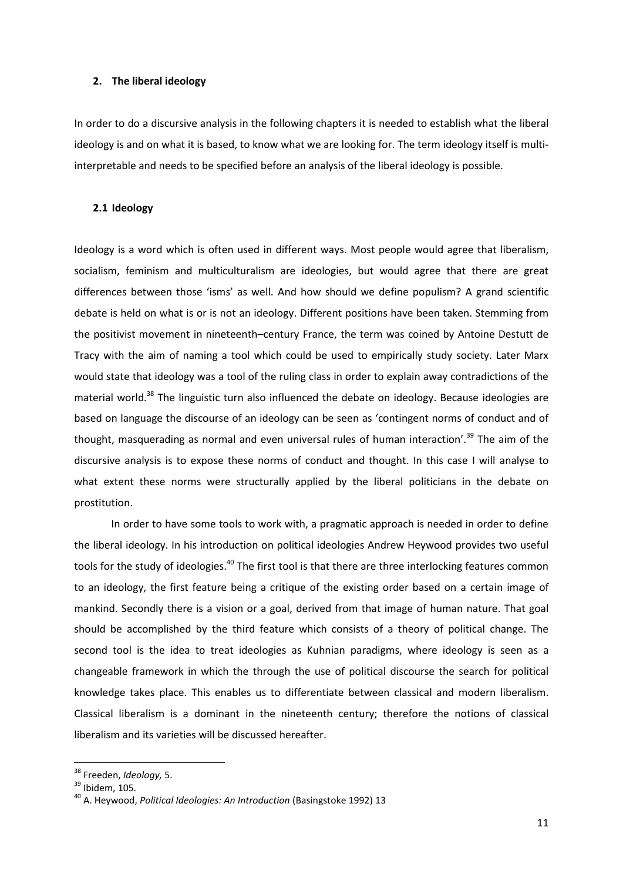## 2. The liberal ideology

In order to do a discursive analysis in the following chapters it is needed to establish what the liberal ideology is and on what it is based, to know what we are looking for. The term ideology itself is multi-interpretable and needs to be specified before an analysis of the liberal ideology is possible.

### 2.1 Ideology

Ideology is a word which is often used in different ways. Most people would agree that liberalism, socialism, feminism and multiculturalism are ideologies, but would agree that there are great differences between those 'isms' as well. And how should we define populism? A grand scientific debate is held on what is or is not an ideology. Different positions have been taken. Stemming from the positivist movement in nineteenth–century France, the term was coined by Antoine Destutt de Tracy with the aim of naming a tool which could be used to empirically study society. Later Marx would state that ideology was a tool of the ruling class in order to explain away contradictions of the material world.[38] The linguistic turn also influenced the debate on ideology. Because ideologies are based on language the discourse of an ideology can be seen as 'contingent norms of conduct and of thought, masquerading as normal and even universal rules of human interaction'.[39] The aim of the discursive analysis is to expose these norms of conduct and thought. In this case I will analyse to what extent these norms were structurally applied by the liberal politicians in the debate on prostitution.

In order to have some tools to work with, a pragmatic approach is needed in order to define the liberal ideology. In his introduction on political ideologies Andrew Heywood provides two useful tools for the study of ideologies.[40] The first tool is that there are three interlocking features common to an ideology, the first feature being a critique of the existing order based on a certain image of mankind. Secondly there is a vision or a goal, derived from that image of human nature. That goal should be accomplished by the third feature which consists of a theory of political change. The second tool is the idea to treat ideologies as Kuhnian paradigms, where ideology is seen as a changeable framework in which the through the use of political discourse the search for political knowledge takes place. This enables us to differentiate between classical and modern liberalism. Classical liberalism is a dominant in the nineteenth century; therefore the notions of classical liberalism and its varieties will be discussed hereafter.

---

[38] Freeden, *Ideology,* 5.

[39] Ibidem, 105.

[40] A. Heywood, *Political Ideologies: An Introduction* (Basingstoke 1992) 13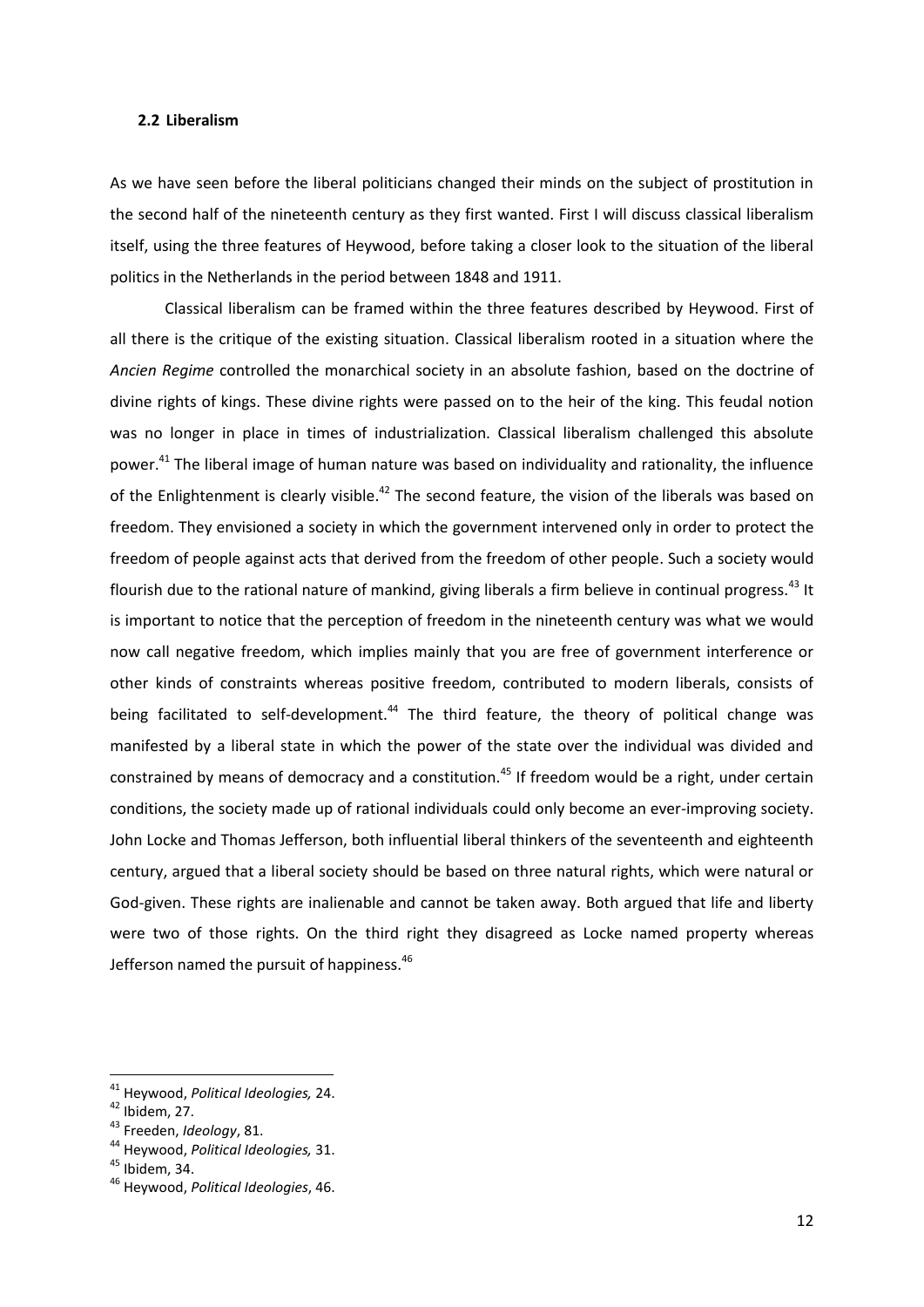### 2.2 Liberalism

As we have seen before the liberal politicians changed their minds on the subject of prostitution in the second half of the nineteenth century as they first wanted. First I will discuss classical liberalism itself, using the three features of Heywood, before taking a closer look to the situation of the liberal politics in the Netherlands in the period between 1848 and 1911.

Classical liberalism can be framed within the three features described by Heywood. First of all there is the critique of the existing situation. Classical liberalism rooted in a situation where the *Ancien Regime* controlled the monarchical society in an absolute fashion, based on the doctrine of divine rights of kings. These divine rights were passed on to the heir of the king. This feudal notion was no longer in place in times of industrialization. Classical liberalism challenged this absolute power.[41] The liberal image of human nature was based on individuality and rationality, the influence of the Enlightenment is clearly visible.[42] The second feature, the vision of the liberals was based on freedom. They envisioned a society in which the government intervened only in order to protect the freedom of people against acts that derived from the freedom of other people. Such a society would flourish due to the rational nature of mankind, giving liberals a firm believe in continual progress.[43] It is important to notice that the perception of freedom in the nineteenth century was what we would now call negative freedom, which implies mainly that you are free of government interference or other kinds of constraints whereas positive freedom, contributed to modern liberals, consists of being facilitated to self-development.[44] The third feature, the theory of political change was manifested by a liberal state in which the power of the state over the individual was divided and constrained by means of democracy and a constitution.[45] If freedom would be a right, under certain conditions, the society made up of rational individuals could only become an ever-improving society. John Locke and Thomas Jefferson, both influential liberal thinkers of the seventeenth and eighteenth century, argued that a liberal society should be based on three natural rights, which were natural or God-given. These rights are inalienable and cannot be taken away. Both argued that life and liberty were two of those rights. On the third right they disagreed as Locke named property whereas Jefferson named the pursuit of happiness.[46]

---

[41] Heywood, *Political Ideologies,* 24.
[42] Ibidem, 27.
[43] Freeden, *Ideology*, 81.
[44] Heywood, *Political Ideologies,* 31.
[45] Ibidem, 34.
[46] Heywood, *Political Ideologies*, 46.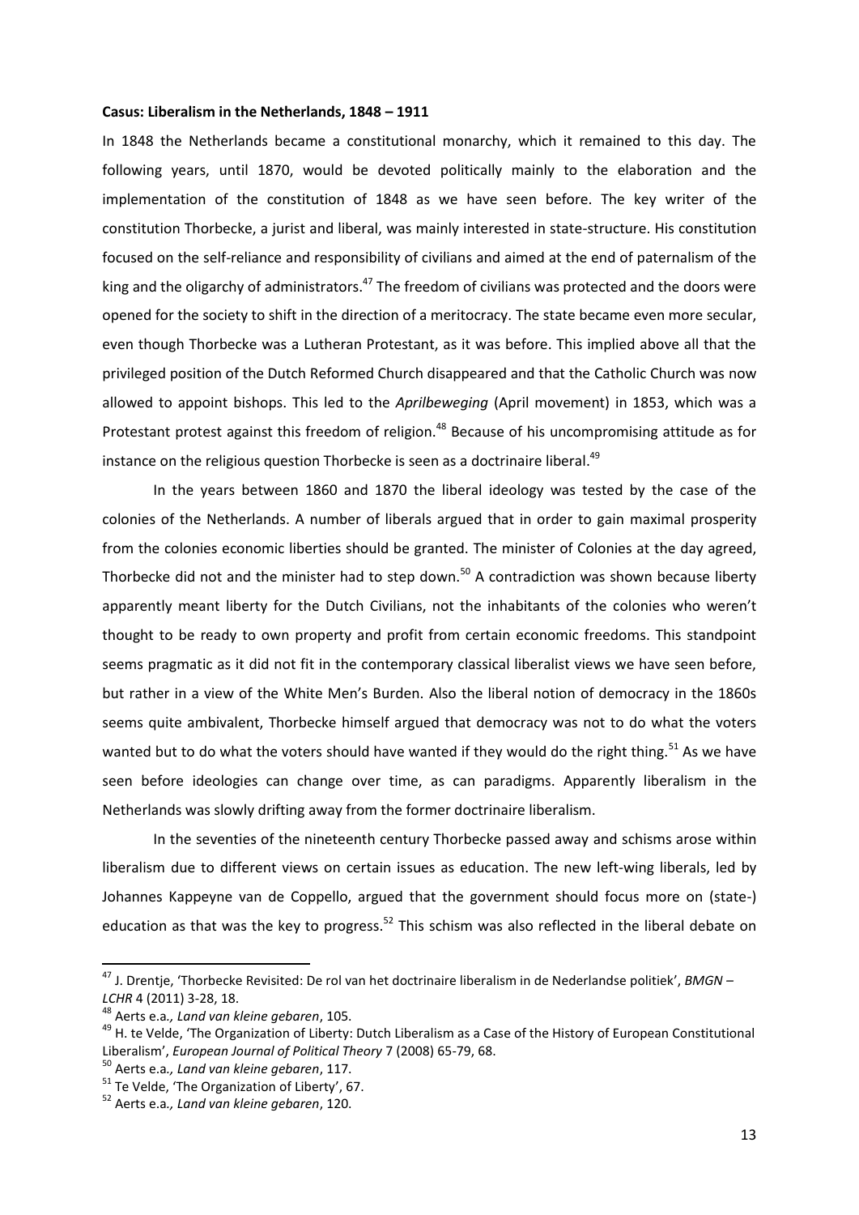**Casus: Liberalism in the Netherlands, 1848 – 1911**

In 1848 the Netherlands became a constitutional monarchy, which it remained to this day. The following years, until 1870, would be devoted politically mainly to the elaboration and the implementation of the constitution of 1848 as we have seen before. The key writer of the constitution Thorbecke, a jurist and liberal, was mainly interested in state-structure. His constitution focused on the self-reliance and responsibility of civilians and aimed at the end of paternalism of the king and the oligarchy of administrators.[47] The freedom of civilians was protected and the doors were opened for the society to shift in the direction of a meritocracy. The state became even more secular, even though Thorbecke was a Lutheran Protestant, as it was before. This implied above all that the privileged position of the Dutch Reformed Church disappeared and that the Catholic Church was now allowed to appoint bishops. This led to the *Aprilbeweging* (April movement) in 1853, which was a Protestant protest against this freedom of religion.[48] Because of his uncompromising attitude as for instance on the religious question Thorbecke is seen as a doctrinaire liberal.[49]

In the years between 1860 and 1870 the liberal ideology was tested by the case of the colonies of the Netherlands. A number of liberals argued that in order to gain maximal prosperity from the colonies economic liberties should be granted. The minister of Colonies at the day agreed, Thorbecke did not and the minister had to step down.[50] A contradiction was shown because liberty apparently meant liberty for the Dutch Civilians, not the inhabitants of the colonies who weren't thought to be ready to own property and profit from certain economic freedoms. This standpoint seems pragmatic as it did not fit in the contemporary classical liberalist views we have seen before, but rather in a view of the White Men's Burden. Also the liberal notion of democracy in the 1860s seems quite ambivalent, Thorbecke himself argued that democracy was not to do what the voters wanted but to do what the voters should have wanted if they would do the right thing.[51] As we have seen before ideologies can change over time, as can paradigms. Apparently liberalism in the Netherlands was slowly drifting away from the former doctrinaire liberalism.

In the seventies of the nineteenth century Thorbecke passed away and schisms arose within liberalism due to different views on certain issues as education. The new left-wing liberals, led by Johannes Kappeyne van de Coppello, argued that the government should focus more on (state-) education as that was the key to progress.[52] This schism was also reflected in the liberal debate on

---

[47] J. Drentje, 'Thorbecke Revisited: De rol van het doctrinaire liberalism in de Nederlandse politiek', *BMGN – LCHR* 4 (2011) 3-28, 18.

[48] Aerts e.a*., Land van kleine gebaren*, 105.

[49] H. te Velde, 'The Organization of Liberty: Dutch Liberalism as a Case of the History of European Constitutional Liberalism', *European Journal of Political Theory* 7 (2008) 65-79, 68.

[50] Aerts e.a*., Land van kleine gebaren*, 117.

[51] Te Velde, 'The Organization of Liberty', 67.

[52] Aerts e.a*., Land van kleine gebaren*, 120.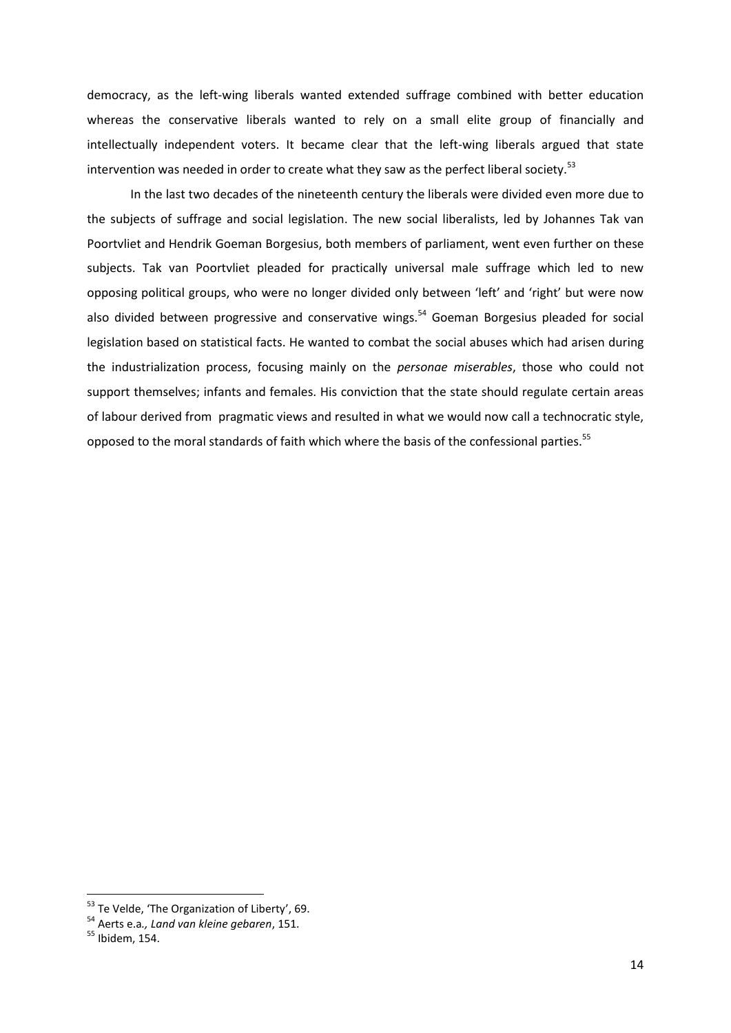democracy, as the left-wing liberals wanted extended suffrage combined with better education whereas the conservative liberals wanted to rely on a small elite group of financially and intellectually independent voters. It became clear that the left-wing liberals argued that state intervention was needed in order to create what they saw as the perfect liberal society.[53]

In the last two decades of the nineteenth century the liberals were divided even more due to the subjects of suffrage and social legislation. The new social liberalists, led by Johannes Tak van Poortvliet and Hendrik Goeman Borgesius, both members of parliament, went even further on these subjects. Tak van Poortvliet pleaded for practically universal male suffrage which led to new opposing political groups, who were no longer divided only between 'left' and 'right' but were now also divided between progressive and conservative wings.[54] Goeman Borgesius pleaded for social legislation based on statistical facts. He wanted to combat the social abuses which had arisen during the industrialization process, focusing mainly on the *personae miserables*, those who could not support themselves; infants and females. His conviction that the state should regulate certain areas of labour derived from pragmatic views and resulted in what we would now call a technocratic style, opposed to the moral standards of faith which where the basis of the confessional parties.[55]

---

[53] Te Velde, 'The Organization of Liberty', 69.

[54] Aerts e.a*., Land van kleine gebaren*, 151.

[55] Ibidem, 154.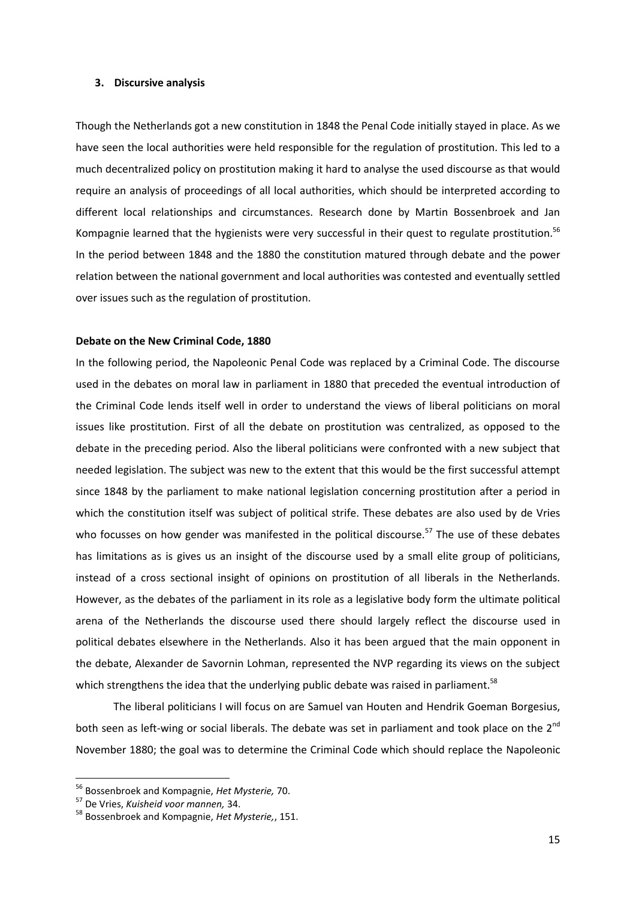### 3. Discursive analysis

Though the Netherlands got a new constitution in 1848 the Penal Code initially stayed in place. As we have seen the local authorities were held responsible for the regulation of prostitution. This led to a much decentralized policy on prostitution making it hard to analyse the used discourse as that would require an analysis of proceedings of all local authorities, which should be interpreted according to different local relationships and circumstances. Research done by Martin Bossenbroek and Jan Kompagnie learned that the hygienists were very successful in their quest to regulate prostitution.[56] In the period between 1848 and the 1880 the constitution matured through debate and the power relation between the national government and local authorities was contested and eventually settled over issues such as the regulation of prostitution.

**Debate on the New Criminal Code, 1880**

In the following period, the Napoleonic Penal Code was replaced by a Criminal Code. The discourse used in the debates on moral law in parliament in 1880 that preceded the eventual introduction of the Criminal Code lends itself well in order to understand the views of liberal politicians on moral issues like prostitution. First of all the debate on prostitution was centralized, as opposed to the debate in the preceding period. Also the liberal politicians were confronted with a new subject that needed legislation. The subject was new to the extent that this would be the first successful attempt since 1848 by the parliament to make national legislation concerning prostitution after a period in which the constitution itself was subject of political strife. These debates are also used by de Vries who focusses on how gender was manifested in the political discourse.[57] The use of these debates has limitations as is gives us an insight of the discourse used by a small elite group of politicians, instead of a cross sectional insight of opinions on prostitution of all liberals in the Netherlands. However, as the debates of the parliament in its role as a legislative body form the ultimate political arena of the Netherlands the discourse used there should largely reflect the discourse used in political debates elsewhere in the Netherlands. Also it has been argued that the main opponent in the debate, Alexander de Savornin Lohman, represented the NVP regarding its views on the subject which strengthens the idea that the underlying public debate was raised in parliament.[58]

The liberal politicians I will focus on are Samuel van Houten and Hendrik Goeman Borgesius, both seen as left-wing or social liberals. The debate was set in parliament and took place on the 2nd November 1880; the goal was to determine the Criminal Code which should replace the Napoleonic

---

[56] Bossenbroek and Kompagnie, *Het Mysterie,* 70.

[57] De Vries, *Kuisheid voor mannen,* 34.

[58] Bossenbroek and Kompagnie, *Het Mysterie,*, 151.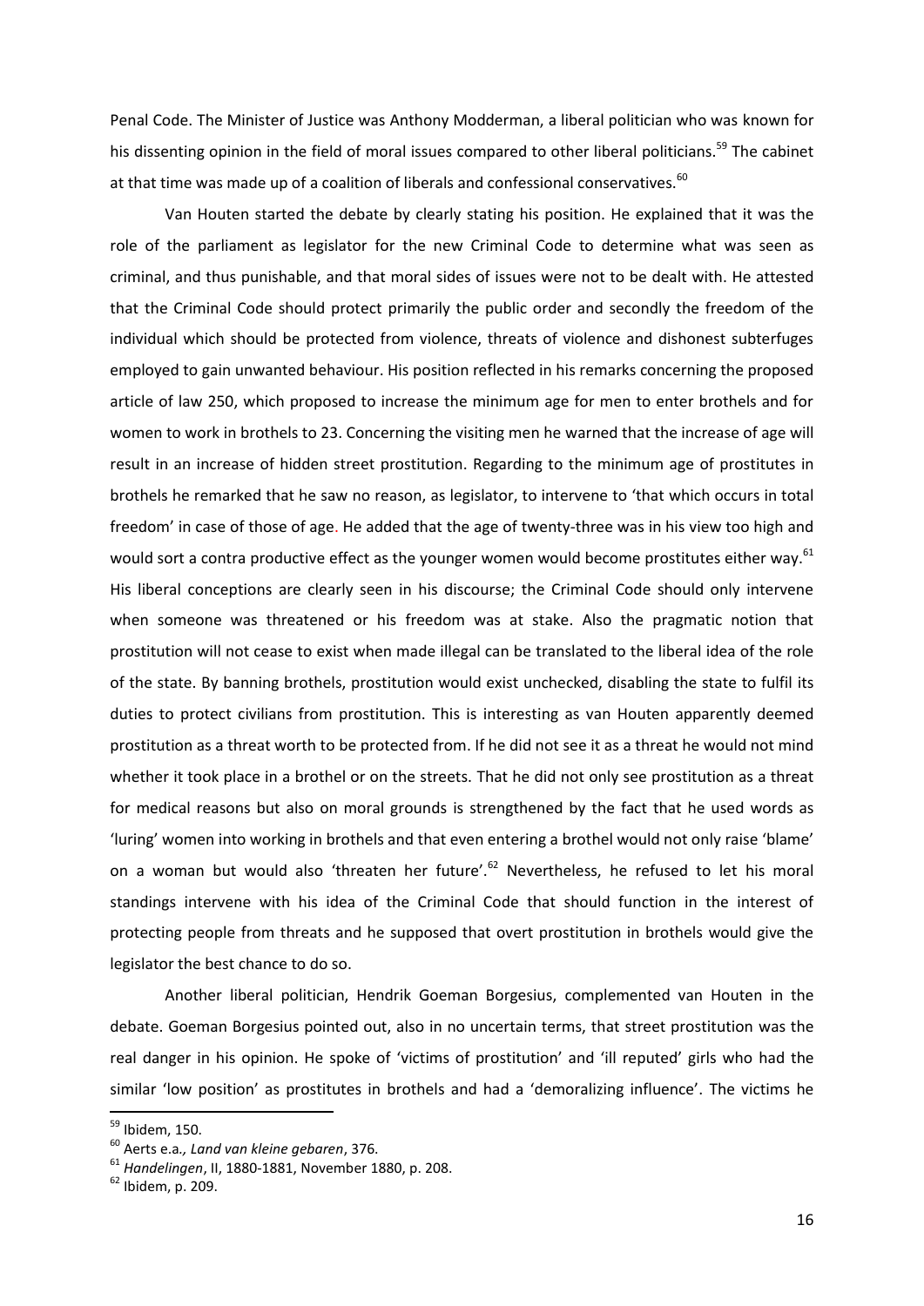Penal Code. The Minister of Justice was Anthony Modderman, a liberal politician who was known for his dissenting opinion in the field of moral issues compared to other liberal politicians.[59] The cabinet at that time was made up of a coalition of liberals and confessional conservatives.[60]

Van Houten started the debate by clearly stating his position. He explained that it was the role of the parliament as legislator for the new Criminal Code to determine what was seen as criminal, and thus punishable, and that moral sides of issues were not to be dealt with. He attested that the Criminal Code should protect primarily the public order and secondly the freedom of the individual which should be protected from violence, threats of violence and dishonest subterfuges employed to gain unwanted behaviour. His position reflected in his remarks concerning the proposed article of law 250, which proposed to increase the minimum age for men to enter brothels and for women to work in brothels to 23. Concerning the visiting men he warned that the increase of age will result in an increase of hidden street prostitution. Regarding to the minimum age of prostitutes in brothels he remarked that he saw no reason, as legislator, to intervene to 'that which occurs in total freedom' in case of those of age. He added that the age of twenty-three was in his view too high and would sort a contra productive effect as the younger women would become prostitutes either way.[61] His liberal conceptions are clearly seen in his discourse; the Criminal Code should only intervene when someone was threatened or his freedom was at stake. Also the pragmatic notion that prostitution will not cease to exist when made illegal can be translated to the liberal idea of the role of the state. By banning brothels, prostitution would exist unchecked, disabling the state to fulfil its duties to protect civilians from prostitution. This is interesting as van Houten apparently deemed prostitution as a threat worth to be protected from. If he did not see it as a threat he would not mind whether it took place in a brothel or on the streets. That he did not only see prostitution as a threat for medical reasons but also on moral grounds is strengthened by the fact that he used words as 'luring' women into working in brothels and that even entering a brothel would not only raise 'blame' on a woman but would also 'threaten her future'.[62] Nevertheless, he refused to let his moral standings intervene with his idea of the Criminal Code that should function in the interest of protecting people from threats and he supposed that overt prostitution in brothels would give the legislator the best chance to do so.

Another liberal politician, Hendrik Goeman Borgesius, complemented van Houten in the debate. Goeman Borgesius pointed out, also in no uncertain terms, that street prostitution was the real danger in his opinion. He spoke of 'victims of prostitution' and 'ill reputed' girls who had the similar 'low position' as prostitutes in brothels and had a 'demoralizing influence'. The victims he

---

[59] Ibidem, 150.

[60] Aerts e.a*., Land van kleine gebaren*, 376.

[61] *Handelingen*, II, 1880-1881, November 1880, p. 208.

[62] Ibidem, p. 209.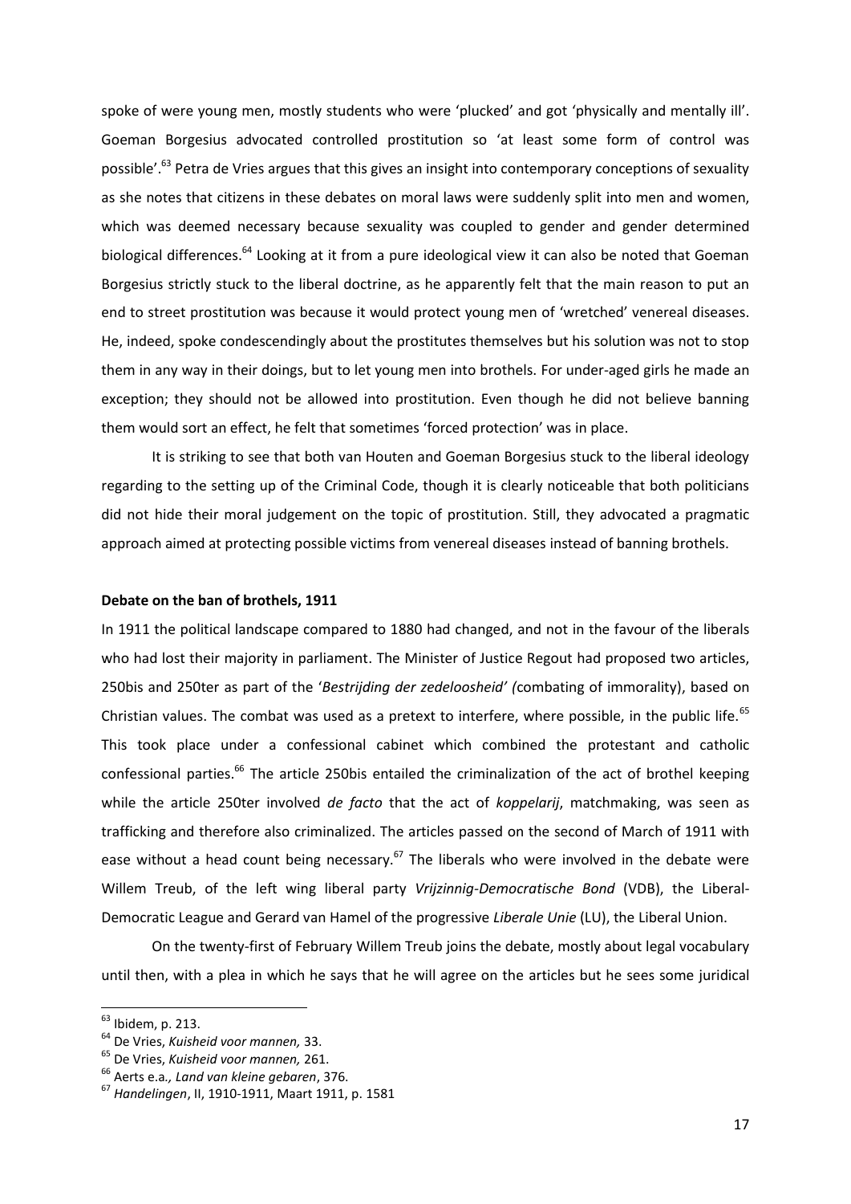spoke of were young men, mostly students who were 'plucked' and got 'physically and mentally ill'. Goeman Borgesius advocated controlled prostitution so 'at least some form of control was possible'.[63] Petra de Vries argues that this gives an insight into contemporary conceptions of sexuality as she notes that citizens in these debates on moral laws were suddenly split into men and women, which was deemed necessary because sexuality was coupled to gender and gender determined biological differences.[64] Looking at it from a pure ideological view it can also be noted that Goeman Borgesius strictly stuck to the liberal doctrine, as he apparently felt that the main reason to put an end to street prostitution was because it would protect young men of 'wretched' venereal diseases. He, indeed, spoke condescendingly about the prostitutes themselves but his solution was not to stop them in any way in their doings, but to let young men into brothels. For under-aged girls he made an exception; they should not be allowed into prostitution. Even though he did not believe banning them would sort an effect, he felt that sometimes 'forced protection' was in place.

It is striking to see that both van Houten and Goeman Borgesius stuck to the liberal ideology regarding to the setting up of the Criminal Code, though it is clearly noticeable that both politicians did not hide their moral judgement on the topic of prostitution. Still, they advocated a pragmatic approach aimed at protecting possible victims from venereal diseases instead of banning brothels.

**Debate on the ban of brothels, 1911**

In 1911 the political landscape compared to 1880 had changed, and not in the favour of the liberals who had lost their majority in parliament. The Minister of Justice Regout had proposed two articles, 250bis and 250ter as part of the '*Bestrijding der zedeloosheid' (*combating of immorality), based on Christian values. The combat was used as a pretext to interfere, where possible, in the public life.[65] This took place under a confessional cabinet which combined the protestant and catholic confessional parties.[66] The article 250bis entailed the criminalization of the act of brothel keeping while the article 250ter involved *de facto* that the act of *koppelarij*, matchmaking, was seen as trafficking and therefore also criminalized. The articles passed on the second of March of 1911 with ease without a head count being necessary.[67] The liberals who were involved in the debate were Willem Treub, of the left wing liberal party *Vrijzinnig-Democratische Bond* (VDB), the Liberal-Democratic League and Gerard van Hamel of the progressive *Liberale Unie* (LU), the Liberal Union.

On the twenty-first of February Willem Treub joins the debate, mostly about legal vocabulary until then, with a plea in which he says that he will agree on the articles but he sees some juridical

---

[63] Ibidem, p. 213.

[64] De Vries, *Kuisheid voor mannen,* 33.

[65] De Vries, *Kuisheid voor mannen,* 261.

[66] Aerts e.a*., Land van kleine gebaren*, 376.

[67] *Handelingen*, II, 1910-1911, Maart 1911, p. 1581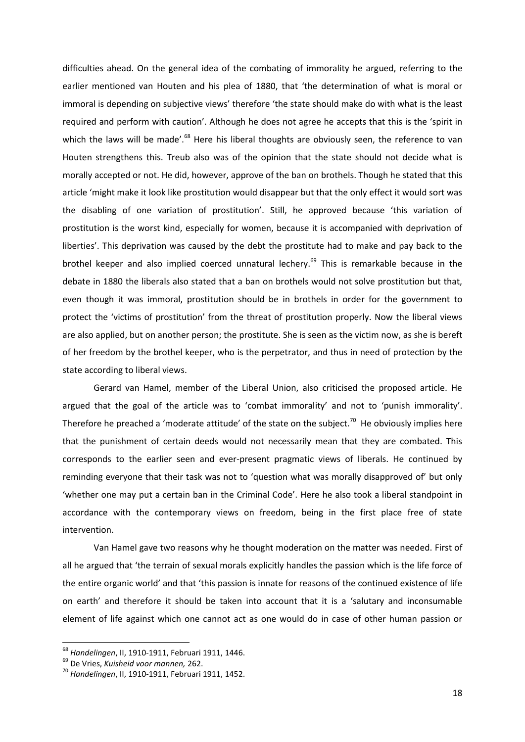difficulties ahead. On the general idea of the combating of immorality he argued, referring to the earlier mentioned van Houten and his plea of 1880, that 'the determination of what is moral or immoral is depending on subjective views' therefore 'the state should make do with what is the least required and perform with caution'. Although he does not agree he accepts that this is the 'spirit in which the laws will be made'.[68] Here his liberal thoughts are obviously seen, the reference to van Houten strengthens this. Treub also was of the opinion that the state should not decide what is morally accepted or not. He did, however, approve of the ban on brothels. Though he stated that this article 'might make it look like prostitution would disappear but that the only effect it would sort was the disabling of one variation of prostitution'. Still, he approved because 'this variation of prostitution is the worst kind, especially for women, because it is accompanied with deprivation of liberties'. This deprivation was caused by the debt the prostitute had to make and pay back to the brothel keeper and also implied coerced unnatural lechery.[69] This is remarkable because in the debate in 1880 the liberals also stated that a ban on brothels would not solve prostitution but that, even though it was immoral, prostitution should be in brothels in order for the government to protect the 'victims of prostitution' from the threat of prostitution properly. Now the liberal views are also applied, but on another person; the prostitute. She is seen as the victim now, as she is bereft of her freedom by the brothel keeper, who is the perpetrator, and thus in need of protection by the state according to liberal views.

Gerard van Hamel, member of the Liberal Union, also criticised the proposed article. He argued that the goal of the article was to 'combat immorality' and not to 'punish immorality'. Therefore he preached a 'moderate attitude' of the state on the subject.[70] He obviously implies here that the punishment of certain deeds would not necessarily mean that they are combated. This corresponds to the earlier seen and ever-present pragmatic views of liberals. He continued by reminding everyone that their task was not to 'question what was morally disapproved of' but only 'whether one may put a certain ban in the Criminal Code'. Here he also took a liberal standpoint in accordance with the contemporary views on freedom, being in the first place free of state intervention.

Van Hamel gave two reasons why he thought moderation on the matter was needed. First of all he argued that 'the terrain of sexual morals explicitly handles the passion which is the life force of the entire organic world' and that 'this passion is innate for reasons of the continued existence of life on earth' and therefore it should be taken into account that it is a 'salutary and inconsumable element of life against which one cannot act as one would do in case of other human passion or

---

[68] *Handelingen*, II, 1910-1911, Februari 1911, 1446.

[69] De Vries, *Kuisheid voor mannen,* 262.

[70] *Handelingen*, II, 1910-1911, Februari 1911, 1452.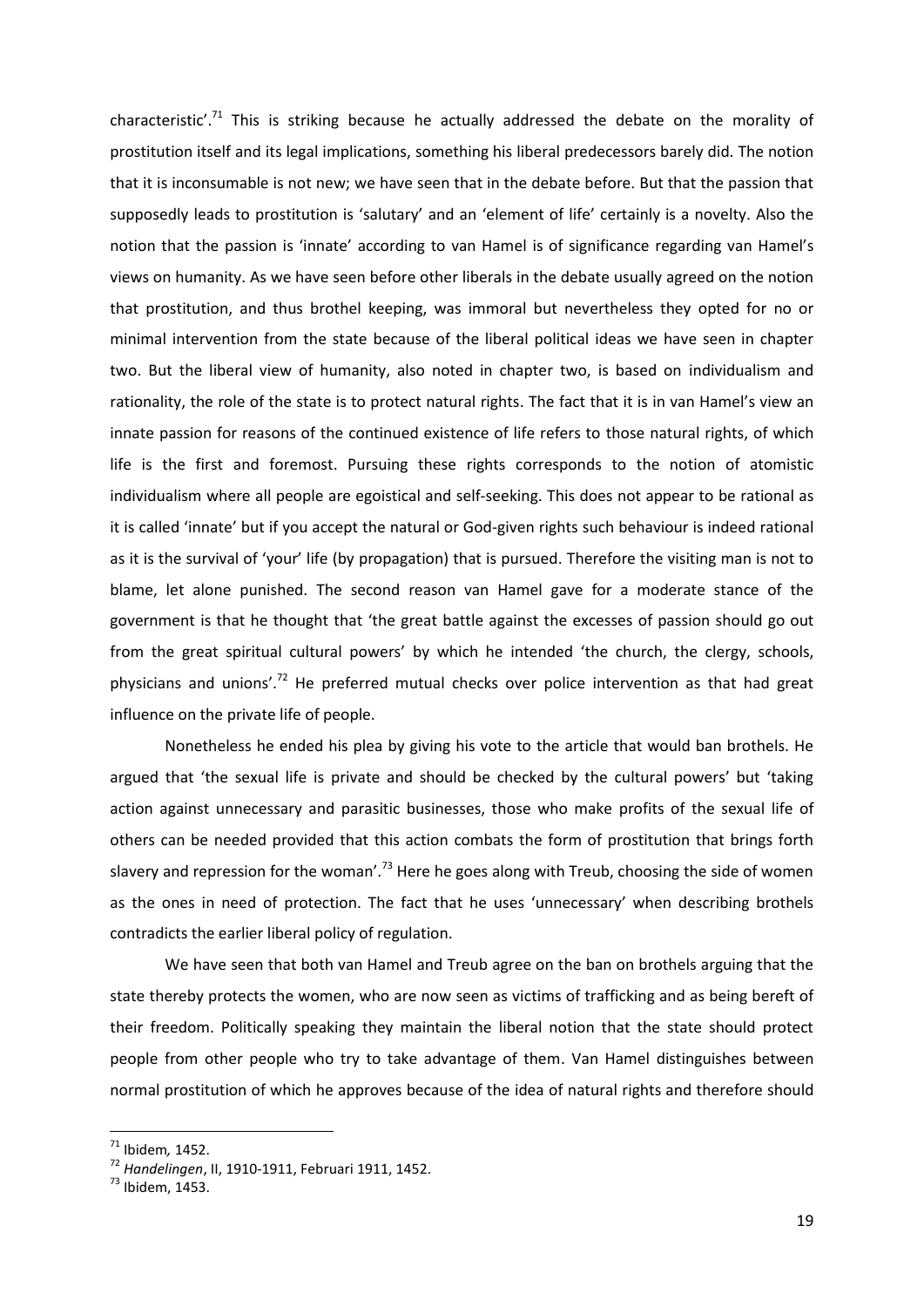characteristic'.[71] This is striking because he actually addressed the debate on the morality of prostitution itself and its legal implications, something his liberal predecessors barely did. The notion that it is inconsumable is not new; we have seen that in the debate before. But that the passion that supposedly leads to prostitution is 'salutary' and an 'element of life' certainly is a novelty. Also the notion that the passion is 'innate' according to van Hamel is of significance regarding van Hamel's views on humanity. As we have seen before other liberals in the debate usually agreed on the notion that prostitution, and thus brothel keeping, was immoral but nevertheless they opted for no or minimal intervention from the state because of the liberal political ideas we have seen in chapter two. But the liberal view of humanity, also noted in chapter two, is based on individualism and rationality, the role of the state is to protect natural rights. The fact that it is in van Hamel's view an innate passion for reasons of the continued existence of life refers to those natural rights, of which life is the first and foremost. Pursuing these rights corresponds to the notion of atomistic individualism where all people are egoistical and self-seeking. This does not appear to be rational as it is called 'innate' but if you accept the natural or God-given rights such behaviour is indeed rational as it is the survival of 'your' life (by propagation) that is pursued. Therefore the visiting man is not to blame, let alone punished. The second reason van Hamel gave for a moderate stance of the government is that he thought that 'the great battle against the excesses of passion should go out from the great spiritual cultural powers' by which he intended 'the church, the clergy, schools, physicians and unions'.[72] He preferred mutual checks over police intervention as that had great influence on the private life of people.

Nonetheless he ended his plea by giving his vote to the article that would ban brothels. He argued that 'the sexual life is private and should be checked by the cultural powers' but 'taking action against unnecessary and parasitic businesses, those who make profits of the sexual life of others can be needed provided that this action combats the form of prostitution that brings forth slavery and repression for the woman'.[73] Here he goes along with Treub, choosing the side of women as the ones in need of protection. The fact that he uses 'unnecessary' when describing brothels contradicts the earlier liberal policy of regulation.

We have seen that both van Hamel and Treub agree on the ban on brothels arguing that the state thereby protects the women, who are now seen as victims of trafficking and as being bereft of their freedom. Politically speaking they maintain the liberal notion that the state should protect people from other people who try to take advantage of them. Van Hamel distinguishes between normal prostitution of which he approves because of the idea of natural rights and therefore should

---

[71] Ibidem*,* 1452.

[72] *Handelingen*, II, 1910-1911, Februari 1911, 1452.

[73] Ibidem, 1453.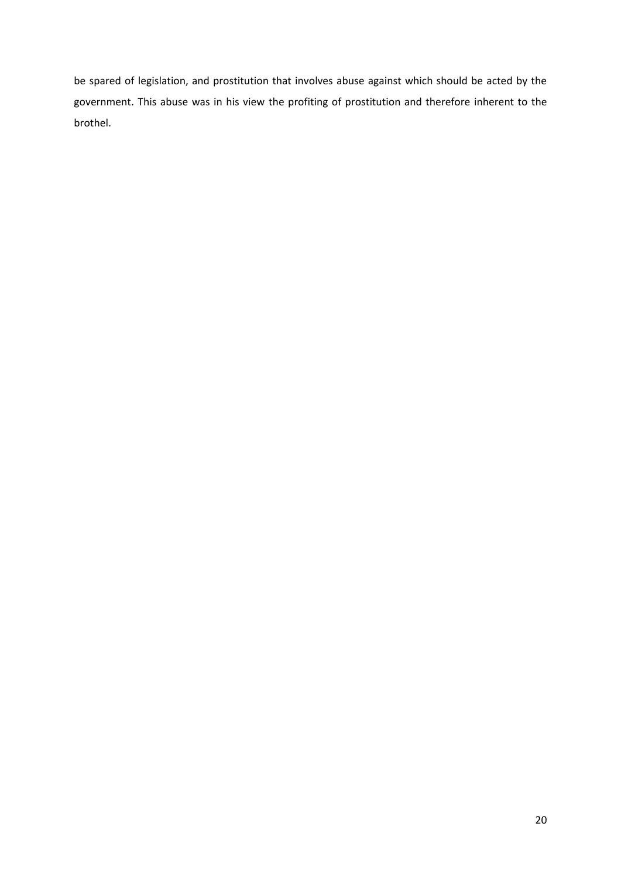be spared of legislation, and prostitution that involves abuse against which should be acted by the government. This abuse was in his view the profiting of prostitution and therefore inherent to the brothel.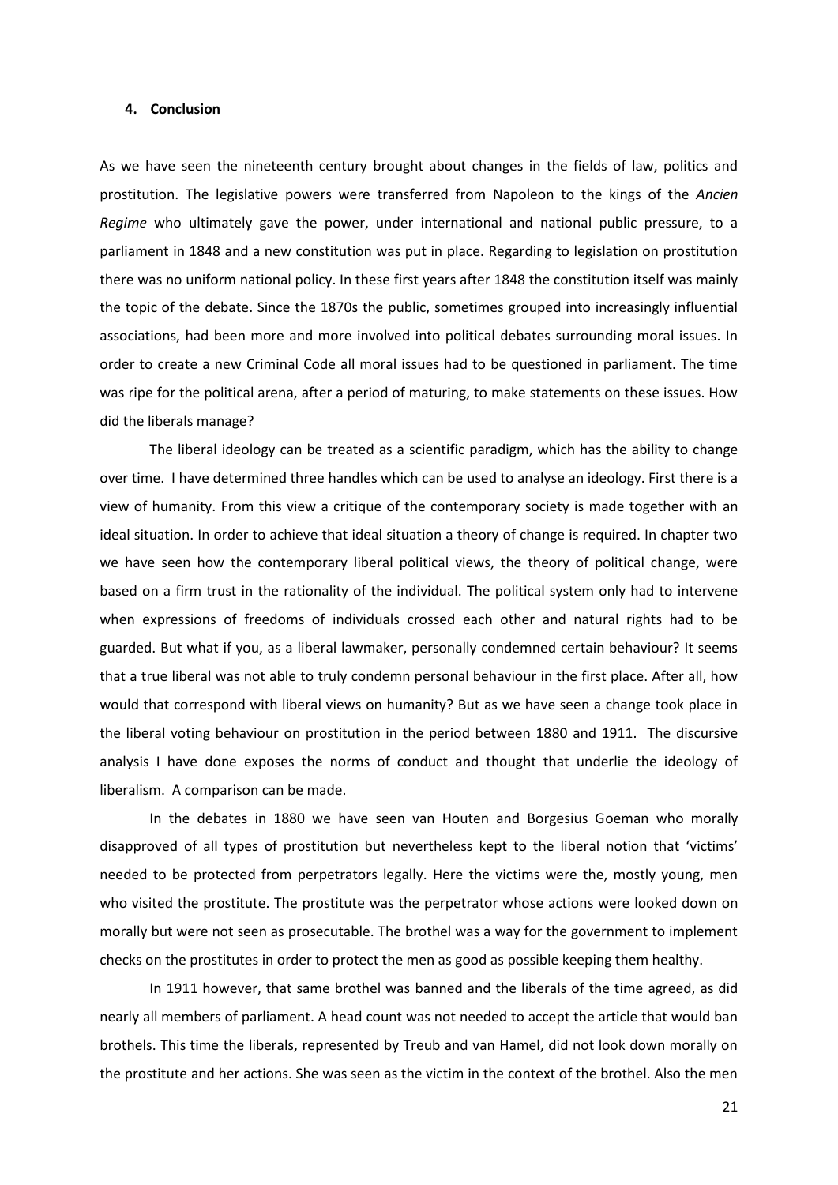## 4. Conclusion

As we have seen the nineteenth century brought about changes in the fields of law, politics and prostitution. The legislative powers were transferred from Napoleon to the kings of the *Ancien Regime* who ultimately gave the power, under international and national public pressure, to a parliament in 1848 and a new constitution was put in place. Regarding to legislation on prostitution there was no uniform national policy. In these first years after 1848 the constitution itself was mainly the topic of the debate. Since the 1870s the public, sometimes grouped into increasingly influential associations, had been more and more involved into political debates surrounding moral issues. In order to create a new Criminal Code all moral issues had to be questioned in parliament. The time was ripe for the political arena, after a period of maturing, to make statements on these issues. How did the liberals manage?

The liberal ideology can be treated as a scientific paradigm, which has the ability to change over time. I have determined three handles which can be used to analyse an ideology. First there is a view of humanity. From this view a critique of the contemporary society is made together with an ideal situation. In order to achieve that ideal situation a theory of change is required. In chapter two we have seen how the contemporary liberal political views, the theory of political change, were based on a firm trust in the rationality of the individual. The political system only had to intervene when expressions of freedoms of individuals crossed each other and natural rights had to be guarded. But what if you, as a liberal lawmaker, personally condemned certain behaviour? It seems that a true liberal was not able to truly condemn personal behaviour in the first place. After all, how would that correspond with liberal views on humanity? But as we have seen a change took place in the liberal voting behaviour on prostitution in the period between 1880 and 1911. The discursive analysis I have done exposes the norms of conduct and thought that underlie the ideology of liberalism. A comparison can be made.

In the debates in 1880 we have seen van Houten and Borgesius Goeman who morally disapproved of all types of prostitution but nevertheless kept to the liberal notion that 'victims' needed to be protected from perpetrators legally. Here the victims were the, mostly young, men who visited the prostitute. The prostitute was the perpetrator whose actions were looked down on morally but were not seen as prosecutable. The brothel was a way for the government to implement checks on the prostitutes in order to protect the men as good as possible keeping them healthy.

In 1911 however, that same brothel was banned and the liberals of the time agreed, as did nearly all members of parliament. A head count was not needed to accept the article that would ban brothels. This time the liberals, represented by Treub and van Hamel, did not look down morally on the prostitute and her actions. She was seen as the victim in the context of the brothel. Also the men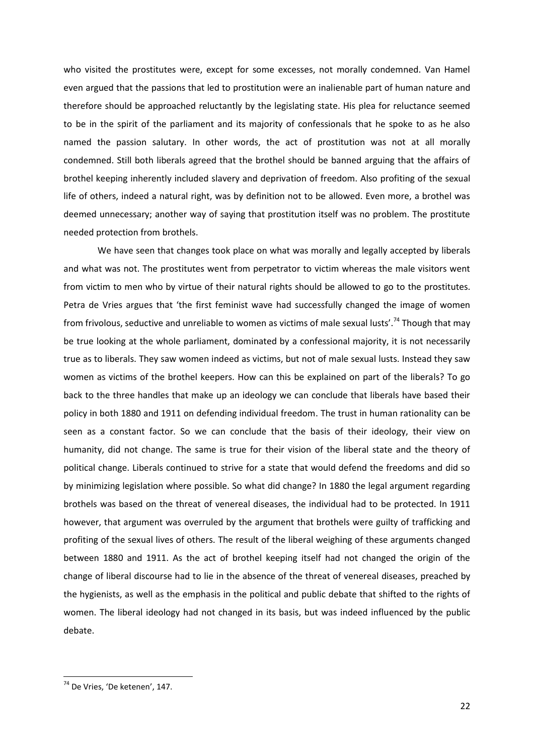who visited the prostitutes were, except for some excesses, not morally condemned. Van Hamel even argued that the passions that led to prostitution were an inalienable part of human nature and therefore should be approached reluctantly by the legislating state. His plea for reluctance seemed to be in the spirit of the parliament and its majority of confessionals that he spoke to as he also named the passion salutary. In other words, the act of prostitution was not at all morally condemned. Still both liberals agreed that the brothel should be banned arguing that the affairs of brothel keeping inherently included slavery and deprivation of freedom. Also profiting of the sexual life of others, indeed a natural right, was by definition not to be allowed. Even more, a brothel was deemed unnecessary; another way of saying that prostitution itself was no problem. The prostitute needed protection from brothels.

We have seen that changes took place on what was morally and legally accepted by liberals and what was not. The prostitutes went from perpetrator to victim whereas the male visitors went from victim to men who by virtue of their natural rights should be allowed to go to the prostitutes. Petra de Vries argues that 'the first feminist wave had successfully changed the image of women from frivolous, seductive and unreliable to women as victims of male sexual lusts'.[74] Though that may be true looking at the whole parliament, dominated by a confessional majority, it is not necessarily true as to liberals. They saw women indeed as victims, but not of male sexual lusts. Instead they saw women as victims of the brothel keepers. How can this be explained on part of the liberals? To go back to the three handles that make up an ideology we can conclude that liberals have based their policy in both 1880 and 1911 on defending individual freedom. The trust in human rationality can be seen as a constant factor. So we can conclude that the basis of their ideology, their view on humanity, did not change. The same is true for their vision of the liberal state and the theory of political change. Liberals continued to strive for a state that would defend the freedoms and did so by minimizing legislation where possible. So what did change? In 1880 the legal argument regarding brothels was based on the threat of venereal diseases, the individual had to be protected. In 1911 however, that argument was overruled by the argument that brothels were guilty of trafficking and profiting of the sexual lives of others. The result of the liberal weighing of these arguments changed between 1880 and 1911. As the act of brothel keeping itself had not changed the origin of the change of liberal discourse had to lie in the absence of the threat of venereal diseases, preached by the hygienists, as well as the emphasis in the political and public debate that shifted to the rights of women. The liberal ideology had not changed in its basis, but was indeed influenced by the public debate.

[74] De Vries, 'De ketenen', 147.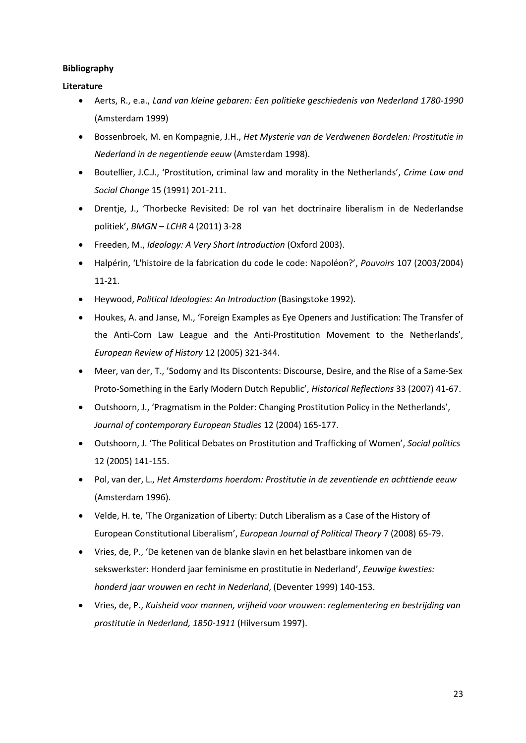**Bibliography**

**Literature**

- Aerts, R., e.a., *Land van kleine gebaren: Een politieke geschiedenis van Nederland 1780-1990* (Amsterdam 1999)
- Bossenbroek, M. en Kompagnie, J.H., *Het Mysterie van de Verdwenen Bordelen: Prostitutie in Nederland in de negentiende eeuw* (Amsterdam 1998).
- Boutellier, J.C.J., 'Prostitution, criminal law and morality in the Netherlands', *Crime Law and Social Change* 15 (1991) 201-211.
- Drentje, J., 'Thorbecke Revisited: De rol van het doctrinaire liberalism in de Nederlandse politiek', *BMGN – LCHR* 4 (2011) 3-28
- Freeden, M., *Ideology: A Very Short Introduction* (Oxford 2003).
- Halpérin, 'L'histoire de la fabrication du code le code: Napoléon?', *Pouvoirs* 107 (2003/2004) 11-21.
- Heywood, *Political Ideologies: An Introduction* (Basingstoke 1992).
- Houkes, A. and Janse, M., 'Foreign Examples as Eye Openers and Justification: The Transfer of the Anti-Corn Law League and the Anti-Prostitution Movement to the Netherlands', *European Review of History* 12 (2005) 321-344.
- Meer, van der, T., 'Sodomy and Its Discontents: Discourse, Desire, and the Rise of a Same-Sex Proto-Something in the Early Modern Dutch Republic', *Historical Reflections* 33 (2007) 41-67.
- Outshoorn, J., 'Pragmatism in the Polder: Changing Prostitution Policy in the Netherlands', *Journal of contemporary European Studies* 12 (2004) 165-177.
- Outshoorn, J. 'The Political Debates on Prostitution and Trafficking of Women', *Social politics* 12 (2005) 141-155.
- Pol, van der, L., *Het Amsterdams hoerdom: Prostitutie in de zeventiende en achttiende eeuw* (Amsterdam 1996).
- Velde, H. te, 'The Organization of Liberty: Dutch Liberalism as a Case of the History of European Constitutional Liberalism', *European Journal of Political Theory* 7 (2008) 65-79.
- Vries, de, P., 'De ketenen van de blanke slavin en het belastbare inkomen van de sekswerkster: Honderd jaar feminisme en prostitutie in Nederland', *Eeuwige kwesties: honderd jaar vrouwen en recht in Nederland*, (Deventer 1999) 140-153.
- Vries, de, P., *Kuisheid voor mannen, vrijheid voor vrouwen*: *reglementering en bestrijding van prostitutie in Nederland, 1850-1911* (Hilversum 1997).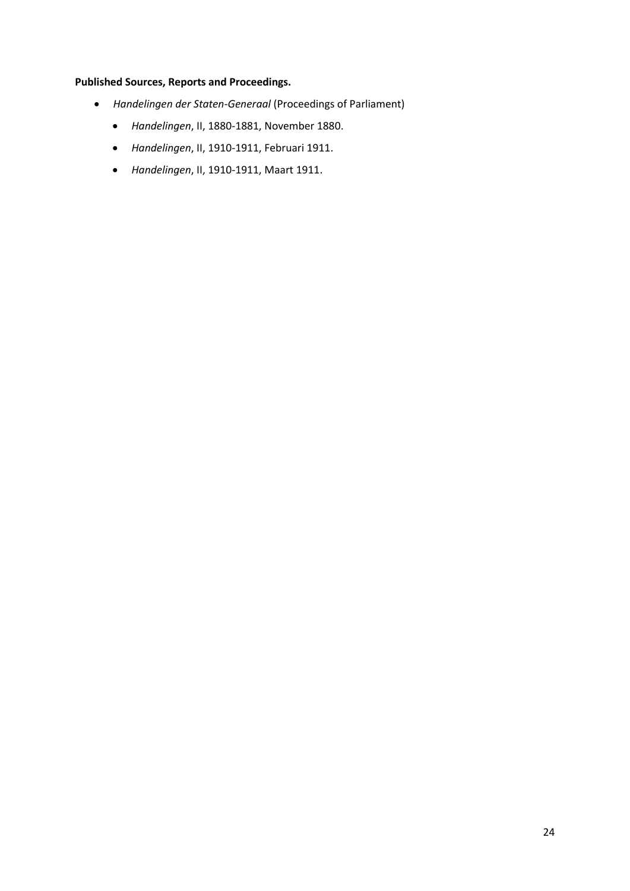**Published Sources, Reports and Proceedings.**

- *Handelingen der Staten-Generaal* (Proceedings of Parliament)
    - *Handelingen*, II, 1880-1881, November 1880.
    - *Handelingen*, II, 1910-1911, Februari 1911.
    - *Handelingen*, II, 1910-1911, Maart 1911.